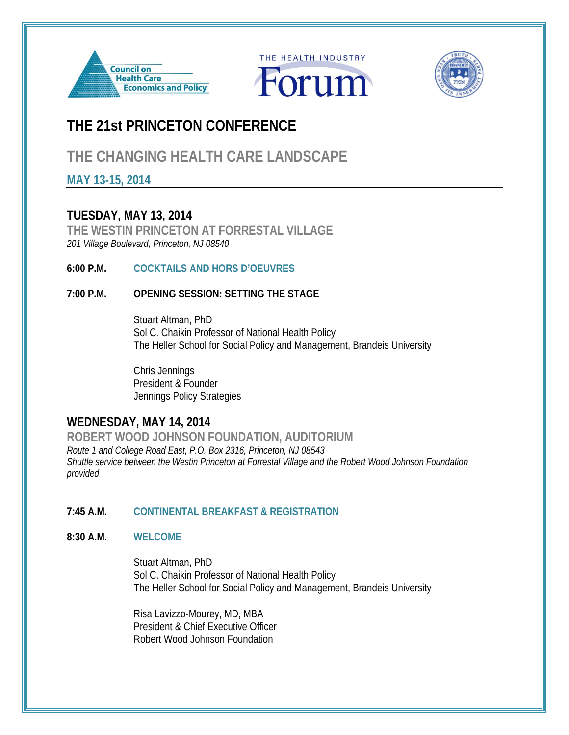Council on Health Care Economics and Policy

THE HEALTH INDUSTRY Forum

# THE 21st PRINCETON CONFERENCE

## THE CHANGING HEALTH CARE LANDSCAPE

### MAY 13-15, 2014

## TUESDAY, MAY 13, 2014

### THE WESTIN PRINCETON AT FORRESTAL VILLAGE

*201 Village Boulevard, Princeton, NJ 08540*

**6:00 P.M.** **COCKTAILS AND HORS D'OEUVRES**

**7:00 P.M.** **OPENING SESSION: SETTING THE STAGE**

Stuart Altman, PhD
Sol C. Chaikin Professor of National Health Policy
The Heller School for Social Policy and Management, Brandeis University

Chris Jennings
President & Founder
Jennings Policy Strategies

## WEDNESDAY, MAY 14, 2014

### ROBERT WOOD JOHNSON FOUNDATION, AUDITORIUM

*Route 1 and College Road East, P.O. Box 2316, Princeton, NJ 08543*
*Shuttle service between the Westin Princeton at Forrestal Village and the Robert Wood Johnson Foundation provided*

**7:45 A.M.** **CONTINENTAL BREAKFAST & REGISTRATION**

**8:30 A.M.** **WELCOME**

Stuart Altman, PhD
Sol C. Chaikin Professor of National Health Policy
The Heller School for Social Policy and Management, Brandeis University

Risa Lavizzo-Mourey, MD, MBA
President & Chief Executive Officer
Robert Wood Johnson Foundation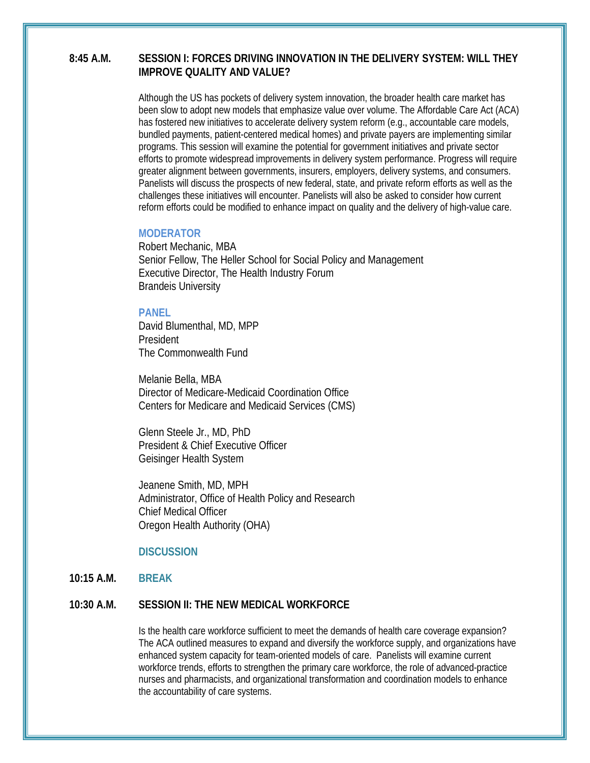## 8:45 A.M. SESSION I: FORCES DRIVING INNOVATION IN THE DELIVERY SYSTEM: WILL THEY IMPROVE QUALITY AND VALUE?

Although the US has pockets of delivery system innovation, the broader health care market has been slow to adopt new models that emphasize value over volume. The Affordable Care Act (ACA) has fostered new initiatives to accelerate delivery system reform (e.g., accountable care models, bundled payments, patient-centered medical homes) and private payers are implementing similar programs. This session will examine the potential for government initiatives and private sector efforts to promote widespread improvements in delivery system performance. Progress will require greater alignment between governments, insurers, employers, delivery systems, and consumers. Panelists will discuss the prospects of new federal, state, and private reform efforts as well as the challenges these initiatives will encounter. Panelists will also be asked to consider how current reform efforts could be modified to enhance impact on quality and the delivery of high-value care.

### MODERATOR

Robert Mechanic, MBA
Senior Fellow, The Heller School for Social Policy and Management
Executive Director, The Health Industry Forum
Brandeis University

### PANEL

David Blumenthal, MD, MPP
President
The Commonwealth Fund

Melanie Bella, MBA
Director of Medicare-Medicaid Coordination Office
Centers for Medicare and Medicaid Services (CMS)

Glenn Steele Jr., MD, PhD
President & Chief Executive Officer
Geisinger Health System

Jeanene Smith, MD, MPH
Administrator, Office of Health Policy and Research
Chief Medical Officer
Oregon Health Authority (OHA)

### DISCUSSION

## 10:15 A.M. BREAK

## 10:30 A.M. SESSION II: THE NEW MEDICAL WORKFORCE

Is the health care workforce sufficient to meet the demands of health care coverage expansion? The ACA outlined measures to expand and diversify the workforce supply, and organizations have enhanced system capacity for team-oriented models of care. Panelists will examine current workforce trends, efforts to strengthen the primary care workforce, the role of advanced-practice nurses and pharmacists, and organizational transformation and coordination models to enhance the accountability of care systems.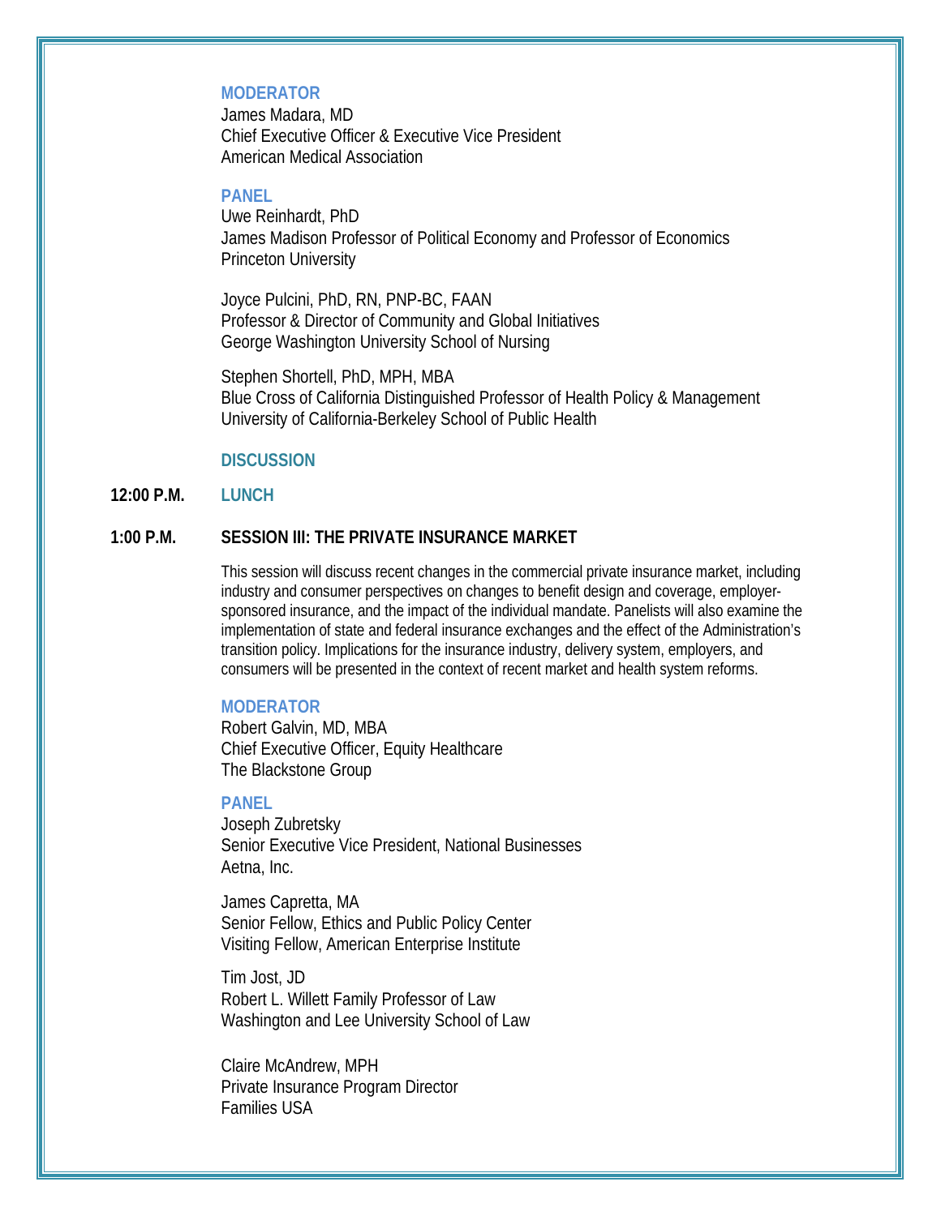**MODERATOR**

James Madara, MD
Chief Executive Officer & Executive Vice President
American Medical Association

**PANEL**

Uwe Reinhardt, PhD
James Madison Professor of Political Economy and Professor of Economics
Princeton University

Joyce Pulcini, PhD, RN, PNP-BC, FAAN
Professor & Director of Community and Global Initiatives
George Washington University School of Nursing

Stephen Shortell, PhD, MPH, MBA
Blue Cross of California Distinguished Professor of Health Policy & Management
University of California-Berkeley School of Public Health

**DISCUSSION**

**12:00 P.M.** **LUNCH**

**1:00 P.M.** **SESSION III: THE PRIVATE INSURANCE MARKET**

This session will discuss recent changes in the commercial private insurance market, including industry and consumer perspectives on changes to benefit design and coverage, employer-sponsored insurance, and the impact of the individual mandate. Panelists will also examine the implementation of state and federal insurance exchanges and the effect of the Administration's transition policy. Implications for the insurance industry, delivery system, employers, and consumers will be presented in the context of recent market and health system reforms.

**MODERATOR**

Robert Galvin, MD, MBA
Chief Executive Officer, Equity Healthcare
The Blackstone Group

**PANEL**

Joseph Zubretsky
Senior Executive Vice President, National Businesses
Aetna, Inc.

James Capretta, MA
Senior Fellow, Ethics and Public Policy Center
Visiting Fellow, American Enterprise Institute

Tim Jost, JD
Robert L. Willett Family Professor of Law
Washington and Lee University School of Law

Claire McAndrew, MPH
Private Insurance Program Director
Families USA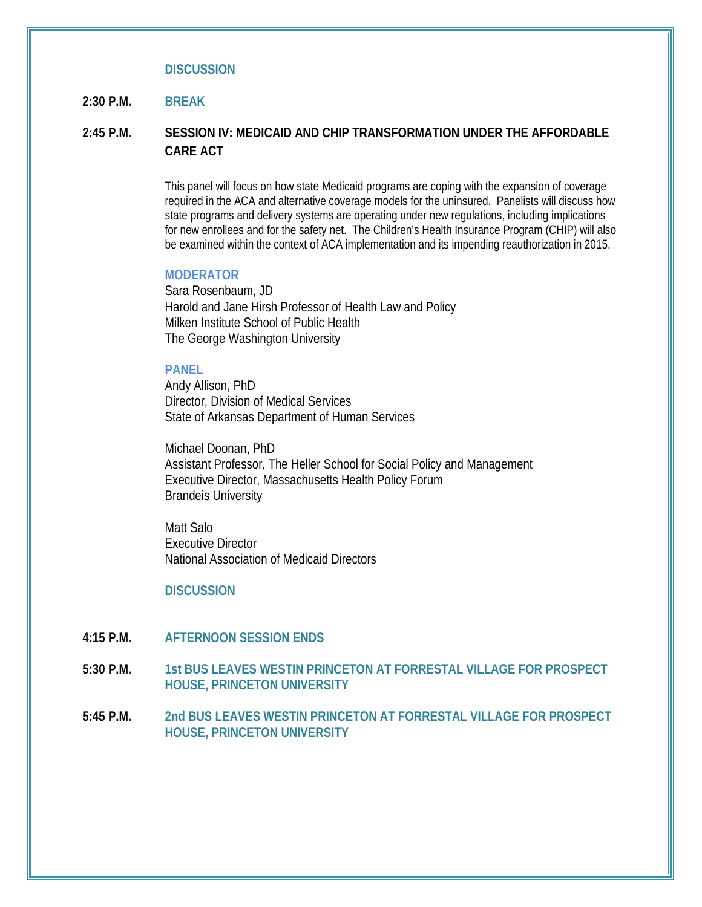**DISCUSSION**

**2:30 P.M.** **BREAK**

**2:45 P.M.** **SESSION IV: MEDICAID AND CHIP TRANSFORMATION UNDER THE AFFORDABLE CARE ACT**

This panel will focus on how state Medicaid programs are coping with the expansion of coverage required in the ACA and alternative coverage models for the uninsured. Panelists will discuss how state programs and delivery systems are operating under new regulations, including implications for new enrollees and for the safety net. The Children's Health Insurance Program (CHIP) will also be examined within the context of ACA implementation and its impending reauthorization in 2015.

**MODERATOR**

Sara Rosenbaum, JD
Harold and Jane Hirsh Professor of Health Law and Policy
Milken Institute School of Public Health
The George Washington University

**PANEL**

Andy Allison, PhD
Director, Division of Medical Services
State of Arkansas Department of Human Services

Michael Doonan, PhD
Assistant Professor, The Heller School for Social Policy and Management
Executive Director, Massachusetts Health Policy Forum
Brandeis University

Matt Salo
Executive Director
National Association of Medicaid Directors

**DISCUSSION**

**4:15 P.M.** **AFTERNOON SESSION ENDS**

**5:30 P.M.** **1st BUS LEAVES WESTIN PRINCETON AT FORRESTAL VILLAGE FOR PROSPECT HOUSE, PRINCETON UNIVERSITY**

**5:45 P.M.** **2nd BUS LEAVES WESTIN PRINCETON AT FORRESTAL VILLAGE FOR PROSPECT HOUSE, PRINCETON UNIVERSITY**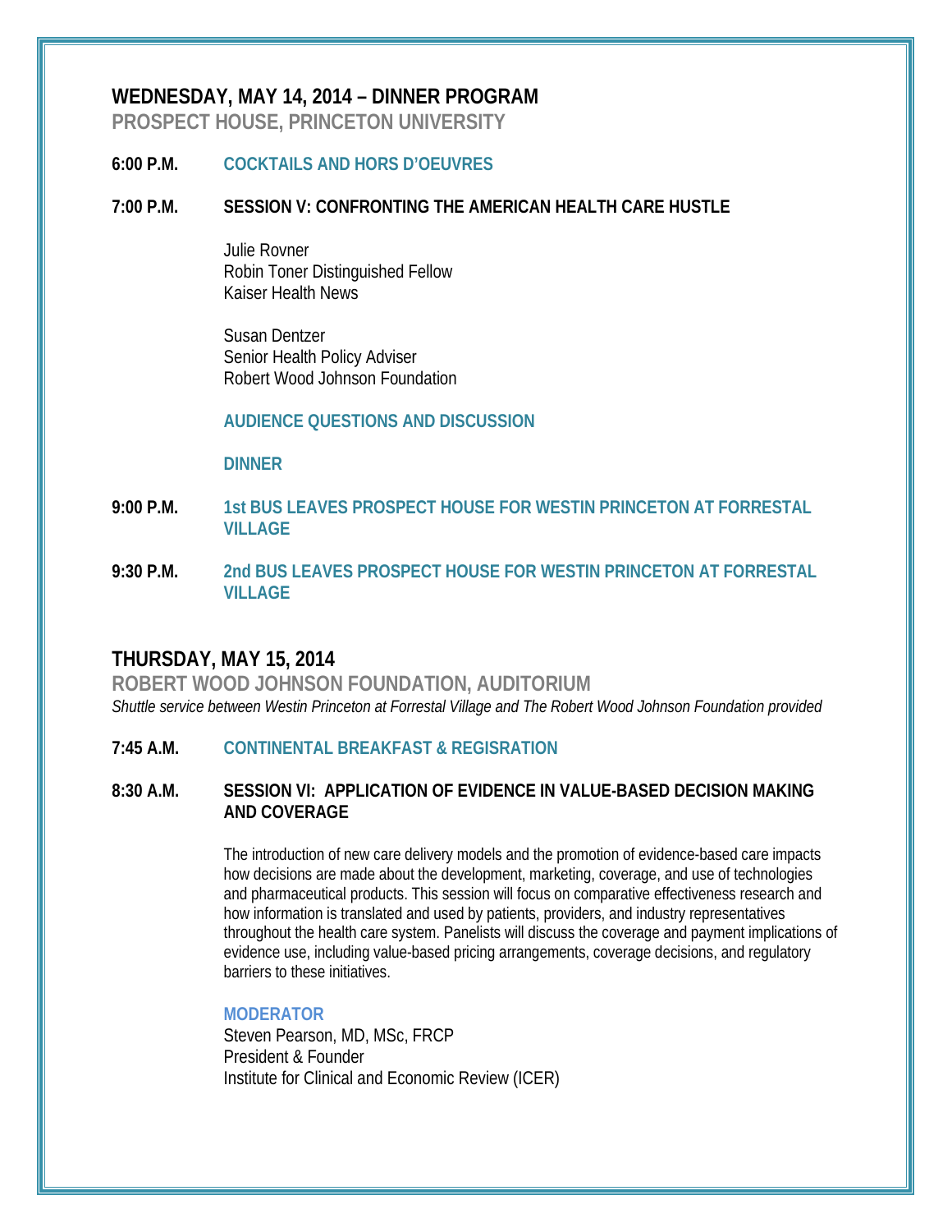## WEDNESDAY, MAY 14, 2014 – DINNER PROGRAM

### PROSPECT HOUSE, PRINCETON UNIVERSITY

**6:00 P.M.** **COCKTAILS AND HORS D'OEUVRES**

**7:00 P.M.** **SESSION V: CONFRONTING THE AMERICAN HEALTH CARE HUSTLE**

Julie Rovner
Robin Toner Distinguished Fellow
Kaiser Health News

Susan Dentzer
Senior Health Policy Adviser
Robert Wood Johnson Foundation

**AUDIENCE QUESTIONS AND DISCUSSION**

**DINNER**

**9:00 P.M.** **1st BUS LEAVES PROSPECT HOUSE FOR WESTIN PRINCETON AT FORRESTAL VILLAGE**

**9:30 P.M.** **2nd BUS LEAVES PROSPECT HOUSE FOR WESTIN PRINCETON AT FORRESTAL VILLAGE**

## THURSDAY, MAY 15, 2014

### ROBERT WOOD JOHNSON FOUNDATION, AUDITORIUM

*Shuttle service between Westin Princeton at Forrestal Village and The Robert Wood Johnson Foundation provided*

**7:45 A.M.** **CONTINENTAL BREAKFAST & REGISRATION**

**8:30 A.M.** **SESSION VI: APPLICATION OF EVIDENCE IN VALUE-BASED DECISION MAKING AND COVERAGE**

The introduction of new care delivery models and the promotion of evidence-based care impacts how decisions are made about the development, marketing, coverage, and use of technologies and pharmaceutical products. This session will focus on comparative effectiveness research and how information is translated and used by patients, providers, and industry representatives throughout the health care system. Panelists will discuss the coverage and payment implications of evidence use, including value-based pricing arrangements, coverage decisions, and regulatory barriers to these initiatives.

**MODERATOR**
Steven Pearson, MD, MSc, FRCP
President & Founder
Institute for Clinical and Economic Review (ICER)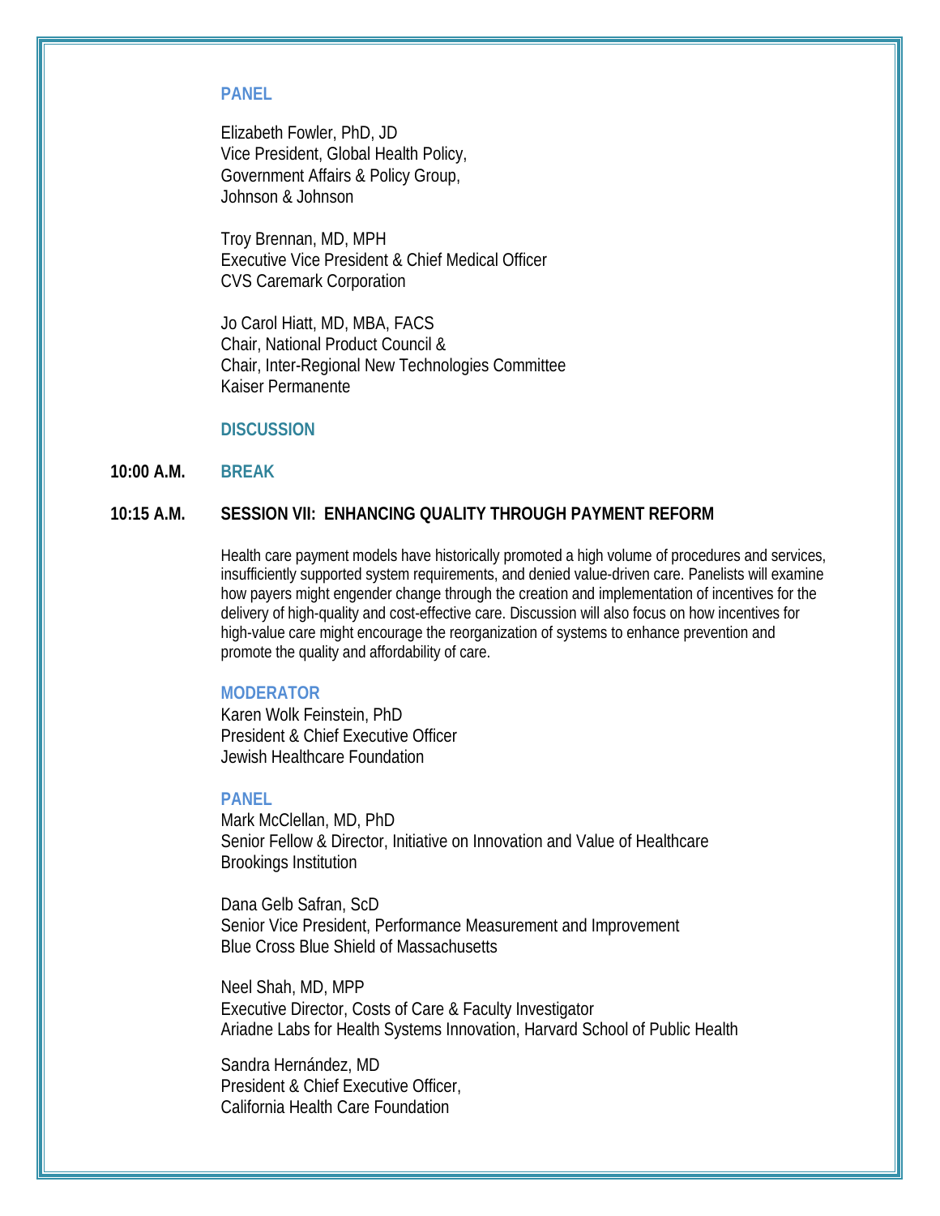**PANEL**

Elizabeth Fowler, PhD, JD
Vice President, Global Health Policy,
Government Affairs & Policy Group,
Johnson & Johnson

Troy Brennan, MD, MPH
Executive Vice President & Chief Medical Officer
CVS Caremark Corporation

Jo Carol Hiatt, MD, MBA, FACS
Chair, National Product Council &
Chair, Inter-Regional New Technologies Committee
Kaiser Permanente

**DISCUSSION**

**10:00 A.M.** **BREAK**

**10:15 A.M.** **SESSION VII: ENHANCING QUALITY THROUGH PAYMENT REFORM**

Health care payment models have historically promoted a high volume of procedures and services, insufficiently supported system requirements, and denied value-driven care. Panelists will examine how payers might engender change through the creation and implementation of incentives for the delivery of high-quality and cost-effective care. Discussion will also focus on how incentives for high-value care might encourage the reorganization of systems to enhance prevention and promote the quality and affordability of care.

**MODERATOR**

Karen Wolk Feinstein, PhD
President & Chief Executive Officer
Jewish Healthcare Foundation

**PANEL**

Mark McClellan, MD, PhD
Senior Fellow & Director, Initiative on Innovation and Value of Healthcare
Brookings Institution

Dana Gelb Safran, ScD
Senior Vice President, Performance Measurement and Improvement
Blue Cross Blue Shield of Massachusetts

Neel Shah, MD, MPP
Executive Director, Costs of Care & Faculty Investigator
Ariadne Labs for Health Systems Innovation, Harvard School of Public Health

Sandra Hernández, MD
President & Chief Executive Officer,
California Health Care Foundation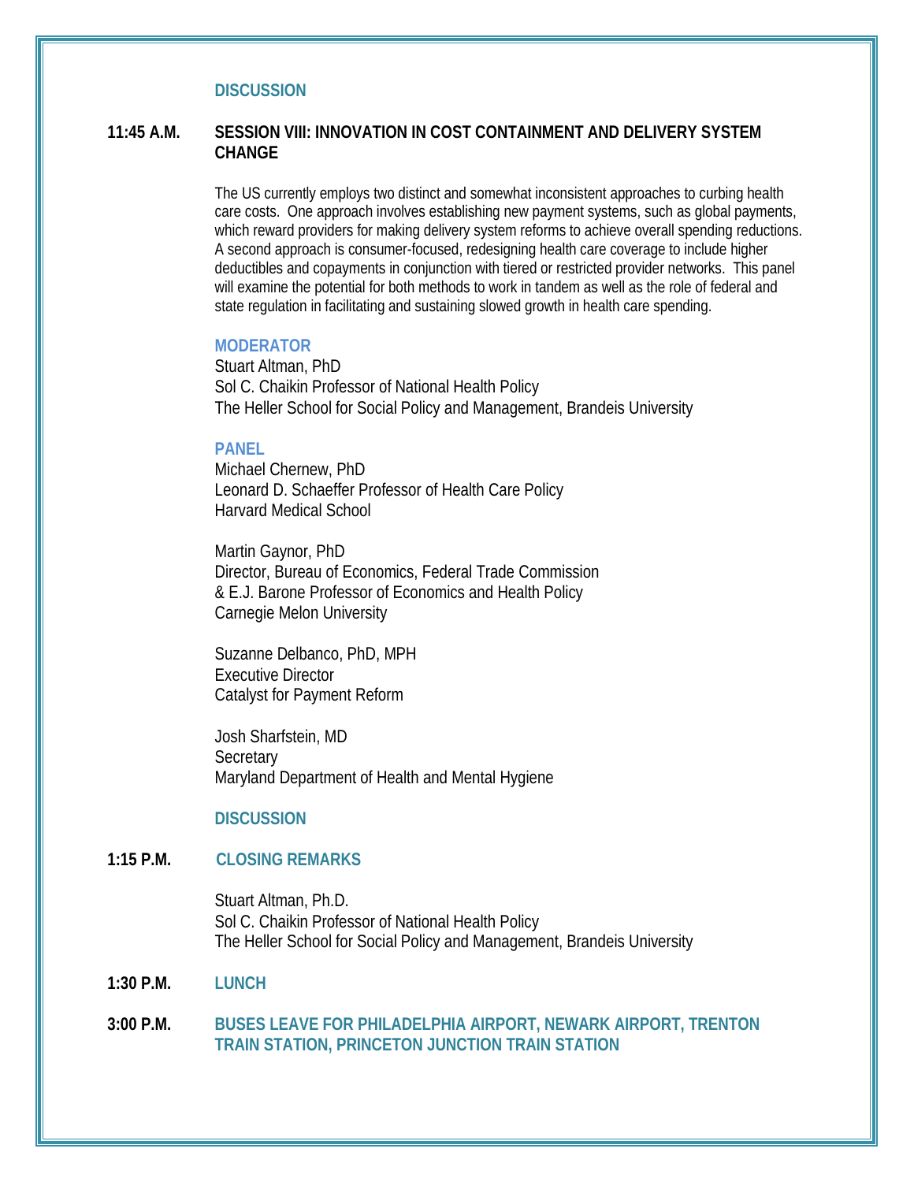**DISCUSSION**

**11:45 A.M.** **SESSION VIII: INNOVATION IN COST CONTAINMENT AND DELIVERY SYSTEM CHANGE**

The US currently employs two distinct and somewhat inconsistent approaches to curbing health care costs. One approach involves establishing new payment systems, such as global payments, which reward providers for making delivery system reforms to achieve overall spending reductions. A second approach is consumer-focused, redesigning health care coverage to include higher deductibles and copayments in conjunction with tiered or restricted provider networks. This panel will examine the potential for both methods to work in tandem as well as the role of federal and state regulation in facilitating and sustaining slowed growth in health care spending.

**MODERATOR**

Stuart Altman, PhD
Sol C. Chaikin Professor of National Health Policy
The Heller School for Social Policy and Management, Brandeis University

**PANEL**

Michael Chernew, PhD
Leonard D. Schaeffer Professor of Health Care Policy
Harvard Medical School

Martin Gaynor, PhD
Director, Bureau of Economics, Federal Trade Commission
& E.J. Barone Professor of Economics and Health Policy
Carnegie Melon University

Suzanne Delbanco, PhD, MPH
Executive Director
Catalyst for Payment Reform

Josh Sharfstein, MD
Secretary
Maryland Department of Health and Mental Hygiene

**DISCUSSION**

**1:15 P.M.** **CLOSING REMARKS**

Stuart Altman, Ph.D.
Sol C. Chaikin Professor of National Health Policy
The Heller School for Social Policy and Management, Brandeis University

**1:30 P.M.** **LUNCH**

**3:00 P.M.** **BUSES LEAVE FOR PHILADELPHIA AIRPORT, NEWARK AIRPORT, TRENTON TRAIN STATION, PRINCETON JUNCTION TRAIN STATION**